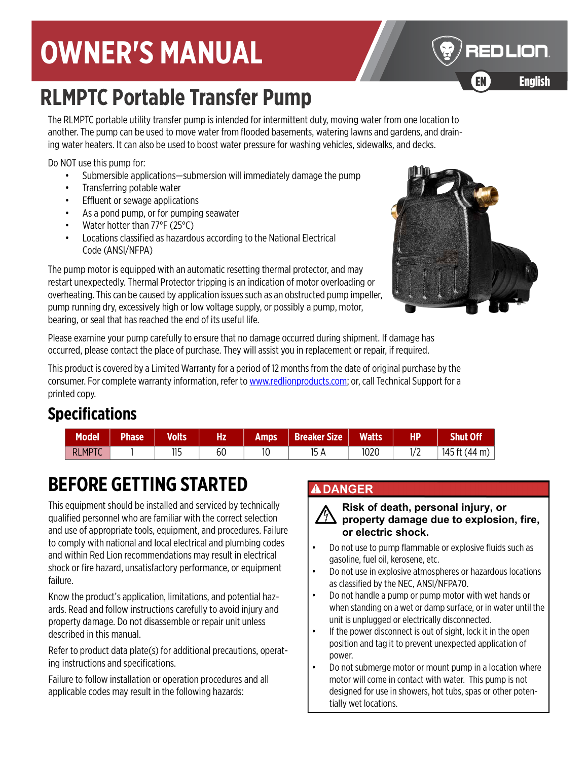# OWNER'S MANUAL

REDLION

EN English

## RLMPTC Portable Transfer Pump

The RLMPTC portable utility transfer pump is intended for intermittent duty, moving water from one location to another. The pump can be used to move water from flooded basements, watering lawns and gardens, and draining water heaters. It can also be used to boost water pressure for washing vehicles, sidewalks, and decks.

Do NOT use this pump for:

- Submersible applications—submersion will immediately damage the pump
- Transferring potable water
- Effluent or sewage applications
- As a pond pump, or for pumping seawater
- Water hotter than 77°F (25°C)
- Locations classified as hazardous according to the National Electrical Code (ANSI/NFPA)

The pump motor is equipped with an automatic resetting thermal protector, and may restart unexpectedly. Thermal Protector tripping is an indication of motor overloading or overheating. This can be caused by application issues such as an obstructed pump impeller, pump running dry, excessively high or low voltage supply, or possibly a pump, motor, bearing, or seal that has reached the end of its useful life.

Please examine your pump carefully to ensure that no damage occurred during shipment. If damage has occurred, please contact the place of purchase. They will assist you in replacement or repair, if required.

This product is covered by a Limited Warranty for a period of 12 months from the date of original purchase by the consumer. For complete warranty information, refer to www.redlionproducts.com; or, call Technical Support for a printed copy.

## Specifications

| Model | Phase | Volts | Hz | Amps | Breaker Size | Watts | HP | Shut Off |
|---|---|---|---|---|---|---|---|---|
| RLMPTC | 1 | 115 | 60 | 10 | 15 A | 1020 | 1/2 | 145 ft (44 m) |

## BEFORE GETTING STARTED

This equipment should be installed and serviced by technically qualified personnel who are familiar with the correct selection and use of appropriate tools, equipment, and procedures. Failure to comply with national and local electrical and plumbing codes and within Red Lion recommendations may result in electrical shock or fire hazard, unsatisfactory performance, or equipment failure.

Know the product's application, limitations, and potential hazards. Read and follow instructions carefully to avoid injury and property damage. Do not disassemble or repair unit unless described in this manual.

Refer to product data plate(s) for additional precautions, operating instructions and specifications.

Failure to follow installation or operation procedures and all applicable codes may result in the following hazards:

**⚠ DANGER**

**Risk of death, personal injury, or property damage due to explosion, fire, or electric shock.**

- Do not use to pump flammable or explosive fluids such as gasoline, fuel oil, kerosene, etc.
- Do not use in explosive atmospheres or hazardous locations as classified by the NEC, ANSI/NFPA70.
- Do not handle a pump or pump motor with wet hands or when standing on a wet or damp surface, or in water until the unit is unplugged or electrically disconnected.
- If the power disconnect is out of sight, lock it in the open position and tag it to prevent unexpected application of power.
- Do not submerge motor or mount pump in a location where motor will come in contact with water. This pump is not designed for use in showers, hot tubs, spas or other potentially wet locations.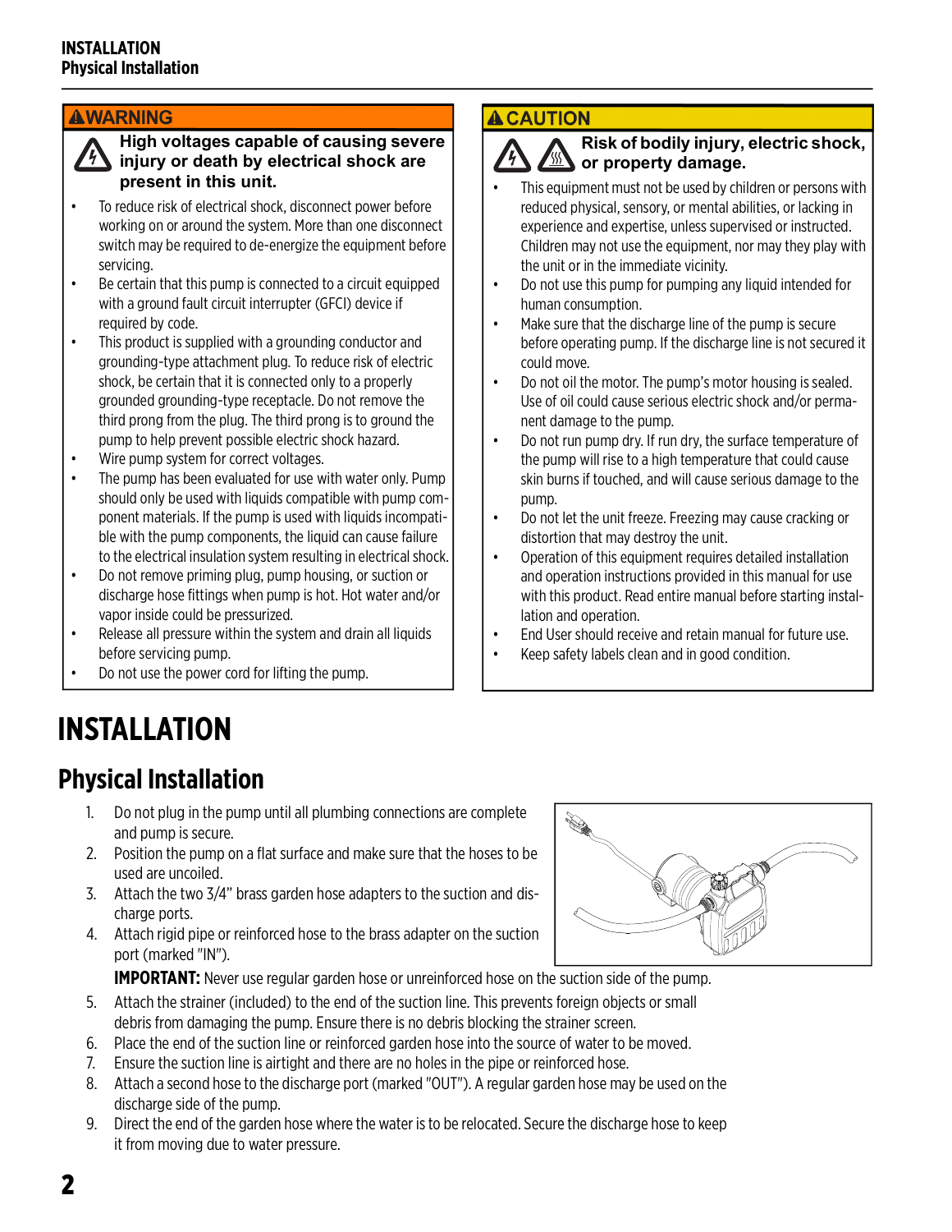**⚠WARNING**

**High voltages capable of causing severe injury or death by electrical shock are present in this unit.**

- To reduce risk of electrical shock, disconnect power before working on or around the system. More than one disconnect switch may be required to de-energize the equipment before servicing.
- Be certain that this pump is connected to a circuit equipped with a ground fault circuit interrupter (GFCI) device if required by code.
- This product is supplied with a grounding conductor and grounding-type attachment plug. To reduce risk of electric shock, be certain that it is connected only to a properly grounded grounding-type receptacle. Do not remove the third prong from the plug. The third prong is to ground the pump to help prevent possible electric shock hazard.
- Wire pump system for correct voltages.
- The pump has been evaluated for use with water only. Pump should only be used with liquids compatible with pump component materials. If the pump is used with liquids incompatible with the pump components, the liquid can cause failure to the electrical insulation system resulting in electrical shock.
- Do not remove priming plug, pump housing, or suction or discharge hose fittings when pump is hot. Hot water and/or vapor inside could be pressurized.
- Release all pressure within the system and drain all liquids before servicing pump.
- Do not use the power cord for lifting the pump.

**⚠CAUTION**

**Risk of bodily injury, electric shock, or property damage.**

- This equipment must not be used by children or persons with reduced physical, sensory, or mental abilities, or lacking in experience and expertise, unless supervised or instructed. Children may not use the equipment, nor may they play with the unit or in the immediate vicinity.
- Do not use this pump for pumping any liquid intended for human consumption.
- Make sure that the discharge line of the pump is secure before operating pump. If the discharge line is not secured it could move.
- Do not oil the motor. The pump's motor housing is sealed. Use of oil could cause serious electric shock and/or permanent damage to the pump.
- Do not run pump dry. If run dry, the surface temperature of the pump will rise to a high temperature that could cause skin burns if touched, and will cause serious damage to the pump.
- Do not let the unit freeze. Freezing may cause cracking or distortion that may destroy the unit.
- Operation of this equipment requires detailed installation and operation instructions provided in this manual for use with this product. Read entire manual before starting installation and operation.
- End User should receive and retain manual for future use.
- Keep safety labels clean and in good condition.

# INSTALLATION

## Physical Installation

1. Do not plug in the pump until all plumbing connections are complete and pump is secure.
2. Position the pump on a flat surface and make sure that the hoses to be used are uncoiled.
3. Attach the two 3/4" brass garden hose adapters to the suction and discharge ports.
4. Attach rigid pipe or reinforced hose to the brass adapter on the suction port (marked "IN").

   **IMPORTANT:** Never use regular garden hose or unreinforced hose on the suction side of the pump.
5. Attach the strainer (included) to the end of the suction line. This prevents foreign objects or small debris from damaging the pump. Ensure there is no debris blocking the strainer screen.
6. Place the end of the suction line or reinforced garden hose into the source of water to be moved.
7. Ensure the suction line is airtight and there are no holes in the pipe or reinforced hose.
8. Attach a second hose to the discharge port (marked "OUT"). A regular garden hose may be used on the discharge side of the pump.
9. Direct the end of the garden hose where the water is to be relocated. Secure the discharge hose to keep it from moving due to water pressure.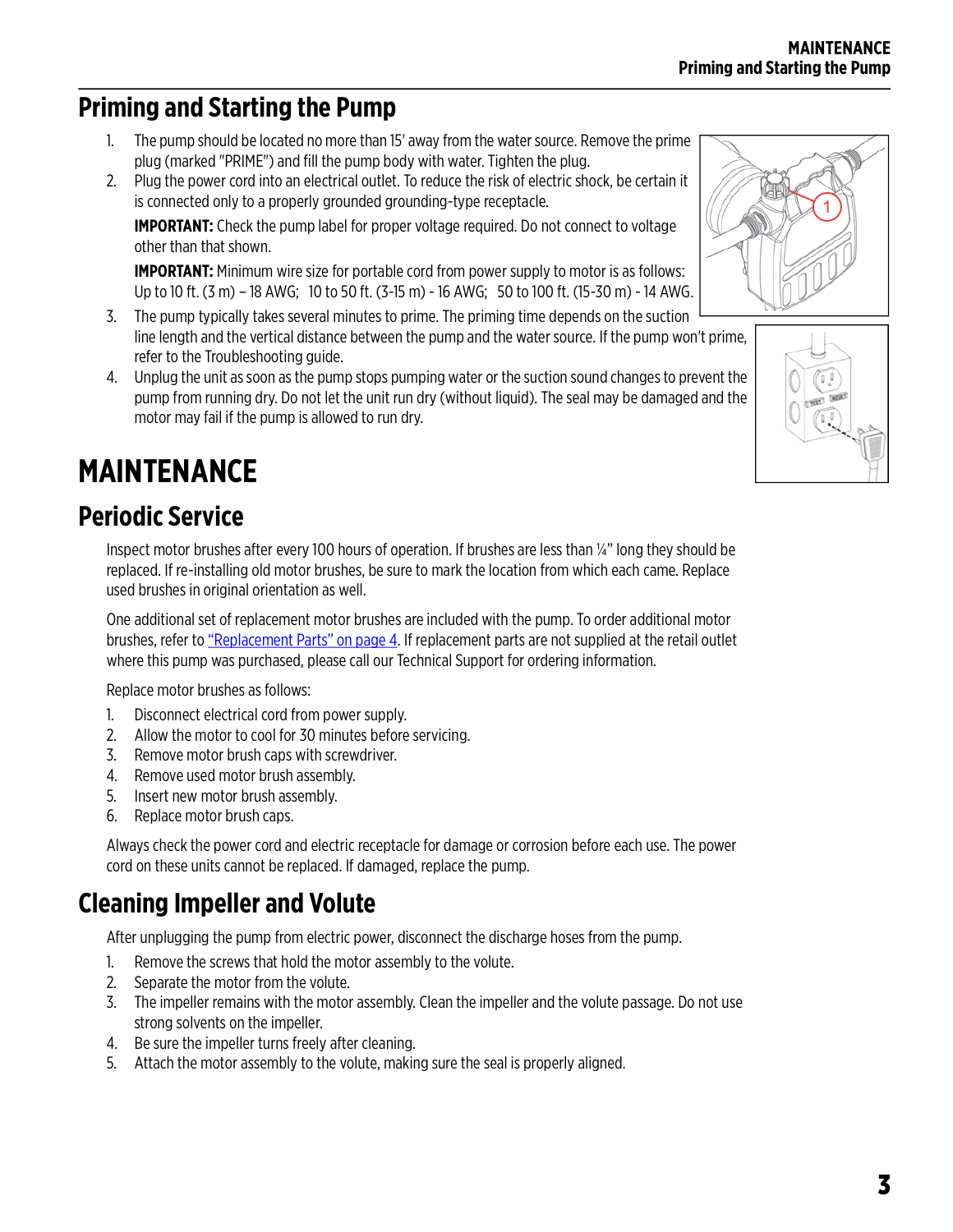## Priming and Starting the Pump

1. The pump should be located no more than 15' away from the water source. Remove the prime plug (marked "PRIME") and fill the pump body with water. Tighten the plug.
2. Plug the power cord into an electrical outlet. To reduce the risk of electric shock, be certain it is connected only to a properly grounded grounding-type receptacle.

   **IMPORTANT:** Check the pump label for proper voltage required. Do not connect to voltage other than that shown.

   **IMPORTANT:** Minimum wire size for portable cord from power supply to motor is as follows: Up to 10 ft. (3 m) – 18 AWG;  10 to 50 ft. (3-15 m) - 16 AWG;  50 to 100 ft. (15-30 m) - 14 AWG.
3. The pump typically takes several minutes to prime. The priming time depends on the suction line length and the vertical distance between the pump and the water source. If the pump won't prime, refer to the Troubleshooting guide.
4. Unplug the unit as soon as the pump stops pumping water or the suction sound changes to prevent the pump from running dry. Do not let the unit run dry (without liquid). The seal may be damaged and the motor may fail if the pump is allowed to run dry.

# MAINTENANCE

## Periodic Service

Inspect motor brushes after every 100 hours of operation. If brushes are less than ¼" long they should be replaced. If re-installing old motor brushes, be sure to mark the location from which each came. Replace used brushes in original orientation as well.

One additional set of replacement motor brushes are included with the pump. To order additional motor brushes, refer to "Replacement Parts" on page 4. If replacement parts are not supplied at the retail outlet where this pump was purchased, please call our Technical Support for ordering information.

Replace motor brushes as follows:

1. Disconnect electrical cord from power supply.
2. Allow the motor to cool for 30 minutes before servicing.
3. Remove motor brush caps with screwdriver.
4. Remove used motor brush assembly.
5. Insert new motor brush assembly.
6. Replace motor brush caps.

Always check the power cord and electric receptacle for damage or corrosion before each use. The power cord on these units cannot be replaced. If damaged, replace the pump.

## Cleaning Impeller and Volute

After unplugging the pump from electric power, disconnect the discharge hoses from the pump.

1. Remove the screws that hold the motor assembly to the volute.
2. Separate the motor from the volute.
3. The impeller remains with the motor assembly. Clean the impeller and the volute passage. Do not use strong solvents on the impeller.
4. Be sure the impeller turns freely after cleaning.
5. Attach the motor assembly to the volute, making sure the seal is properly aligned.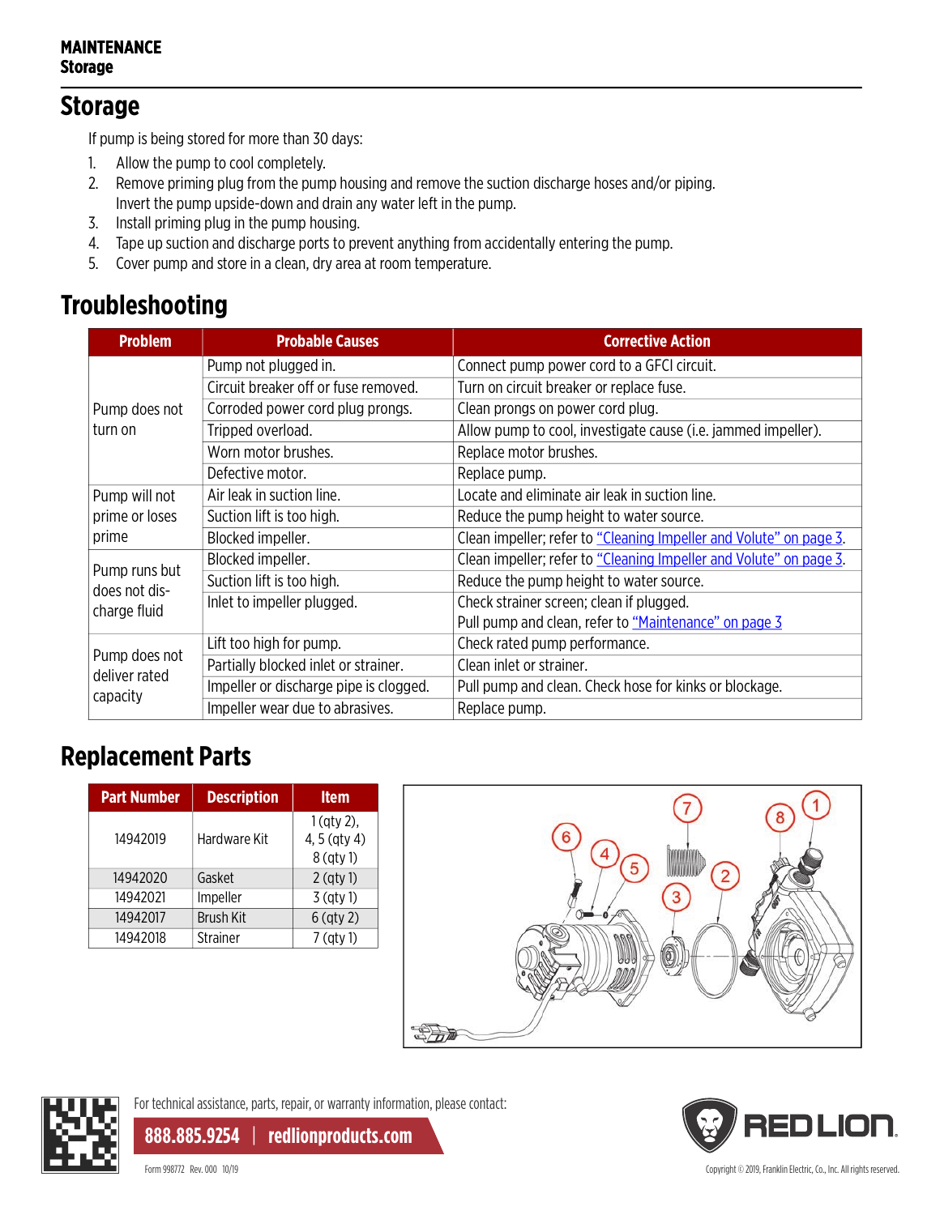## Storage

If pump is being stored for more than 30 days:

1. Allow the pump to cool completely.
2. Remove priming plug from the pump housing and remove the suction discharge hoses and/or piping. Invert the pump upside-down and drain any water left in the pump.
3. Install priming plug in the pump housing.
4. Tape up suction and discharge ports to prevent anything from accidentally entering the pump.
5. Cover pump and store in a clean, dry area at room temperature.

## Troubleshooting

| Problem | Probable Causes | Corrective Action |
|---|---|---|
| Pump does not turn on | Pump not plugged in. | Connect pump power cord to a GFCI circuit. |
| | Circuit breaker off or fuse removed. | Turn on circuit breaker or replace fuse. |
| | Corroded power cord plug prongs. | Clean prongs on power cord plug. |
| | Tripped overload. | Allow pump to cool, investigate cause (i.e. jammed impeller). |
| | Worn motor brushes. | Replace motor brushes. |
| | Defective motor. | Replace pump. |
| Pump will not prime or loses prime | Air leak in suction line. | Locate and eliminate air leak in suction line. |
| | Suction lift is too high. | Reduce the pump height to water source. |
| | Blocked impeller. | Clean impeller; refer to "Cleaning Impeller and Volute" on page 3. |
| Pump runs but does not discharge fluid | Blocked impeller. | Clean impeller; refer to "Cleaning Impeller and Volute" on page 3. |
| | Suction lift is too high. | Reduce the pump height to water source. |
| | Inlet to impeller plugged. | Check strainer screen; clean if plugged. Pull pump and clean, refer to "Maintenance" on page 3 |
| Pump does not deliver rated capacity | Lift too high for pump. | Check rated pump performance. |
| | Partially blocked inlet or strainer. | Clean inlet or strainer. |
| | Impeller or discharge pipe is clogged. | Pull pump and clean. Check hose for kinks or blockage. |
| | Impeller wear due to abrasives. | Replace pump. |

## Replacement Parts

| Part Number | Description | Item |
|---|---|---|
| 14942019 | Hardware Kit | 1 (qty 2), 4, 5 (qty 4) 8 (qty 1) |
| 14942020 | Gasket | 2 (qty 1) |
| 14942021 | Impeller | 3 (qty 1) |
| 14942017 | Brush Kit | 6 (qty 2) |
| 14942018 | Strainer | 7 (qty 1) |

For technical assistance, parts, repair, or warranty information, please contact:

**888.885.9254 | redlionproducts.com**

Form 998772 Rev. 000 10/19

Copyright © 2019, Franklin Electric, Co., Inc. All rights reserved.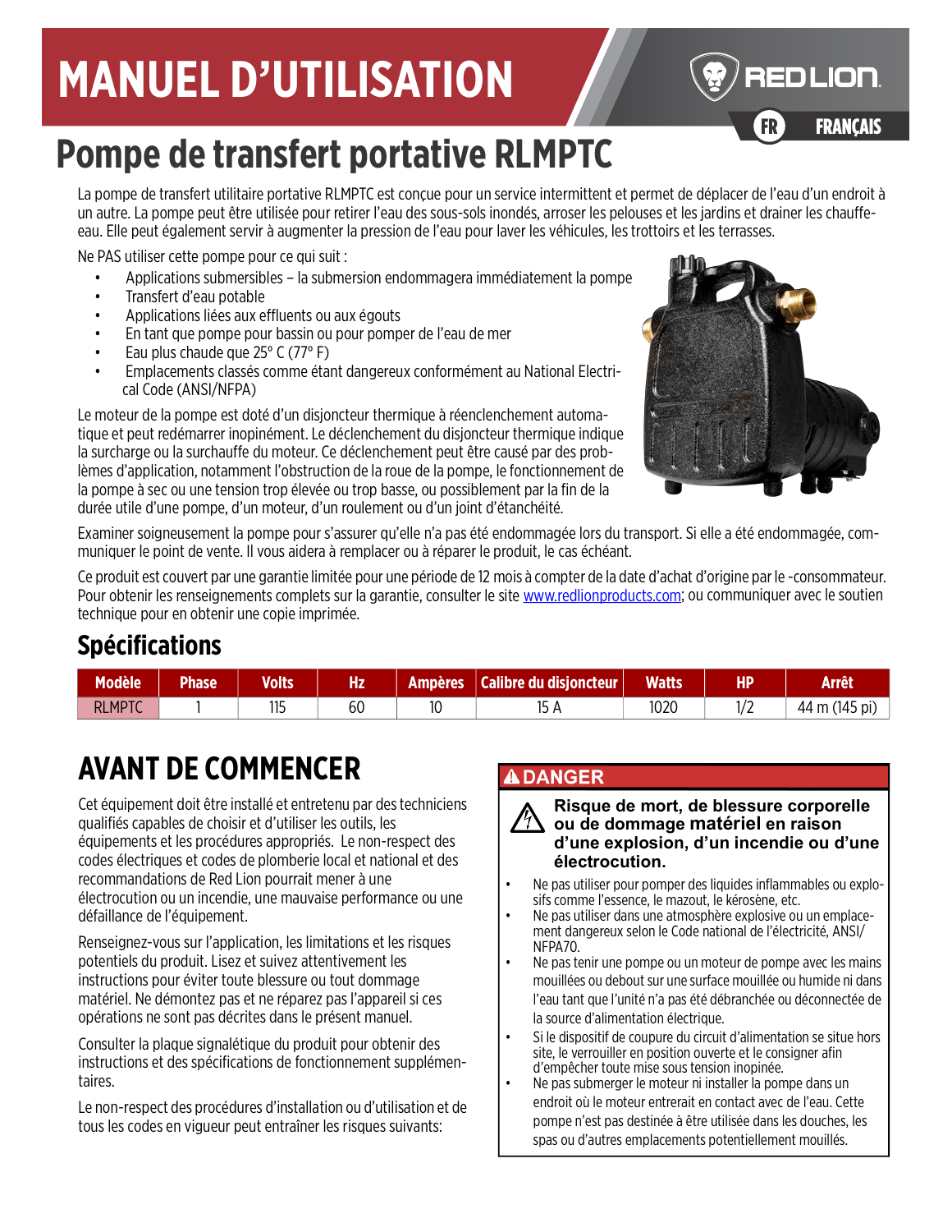# MANUEL D'UTILISATION

RED LION

FR FRANÇAIS

# Pompe de transfert portative RLMPTC

La pompe de transfert utilitaire portative RLMPTC est conçue pour un service intermittent et permet de déplacer de l'eau d'un endroit à un autre. La pompe peut être utilisée pour retirer l'eau des sous-sols inondés, arroser les pelouses et les jardins et drainer les chauffe-eau. Elle peut également servir à augmenter la pression de l'eau pour laver les véhicules, les trottoirs et les terrasses.

Ne PAS utiliser cette pompe pour ce qui suit :

- Applications submersibles – la submersion endommagera immédiatement la pompe
- Transfert d'eau potable
- Applications liées aux effluents ou aux égouts
- En tant que pompe pour bassin ou pour pomper de l'eau de mer
- Eau plus chaude que 25° C (77° F)
- Emplacements classés comme étant dangereux conformément au National Electrical Code (ANSI/NFPA)

Le moteur de la pompe est doté d'un disjoncteur thermique à réenclenchement automatique et peut redémarrer inopinément. Le déclenchement du disjoncteur thermique indique la surcharge ou la surchauffe du moteur. Ce déclenchement peut être causé par des problèmes d'application, notamment l'obstruction de la roue de la pompe, le fonctionnement de la pompe à sec ou une tension trop élevée ou trop basse, ou possiblement par la fin de la durée utile d'une pompe, d'un moteur, d'un roulement ou d'un joint d'étanchéité.

Examiner soigneusement la pompe pour s'assurer qu'elle n'a pas été endommagée lors du transport. Si elle a été endommagée, communiquer le point de vente. Il vous aidera à remplacer ou à réparer le produit, le cas échéant.

Ce produit est couvert par une garantie limitée pour une période de 12 mois à compter de la date d'achat d'origine par le -consommateur. Pour obtenir les renseignements complets sur la garantie, consulter le site www.redlionproducts.com; ou communiquer avec le soutien technique pour en obtenir une copie imprimée.

## Spécifications

| Modèle | Phase | Volts | Hz | Ampères | Calibre du disjoncteur | Watts | HP | Arrêt |
|---|---|---|---|---|---|---|---|---|
| RLMPTC | 1 | 115 | 60 | 10 | 15 A | 1020 | 1/2 | 44 m (145 pi) |

## AVANT DE COMMENCER

Cet équipement doit être installé et entretenu par des techniciens qualifiés capables de choisir et d'utiliser les outils, les équipements et les procédures appropriés. Le non-respect des codes électriques et codes de plomberie local et national et des recommandations de Red Lion pourrait mener à une électrocution ou un incendie, une mauvaise performance ou une défaillance de l'équipement.

Renseignez-vous sur l'application, les limitations et les risques potentiels du produit. Lisez et suivez attentivement les instructions pour éviter toute blessure ou tout dommage matériel. Ne démontez pas et ne réparez pas l'appareil si ces opérations ne sont pas décrites dans le présent manuel.

Consulter la plaque signalétique du produit pour obtenir des instructions et des spécifications de fonctionnement supplémentaires.

Le non-respect des procédures d'installation ou d'utilisation et de tous les codes en vigueur peut entraîner les risques suivants:

**⚠ DANGER**

**Risque de mort, de blessure corporelle ou de dommage matériel en raison d'une explosion, d'un incendie ou d'une électrocution.**

- Ne pas utiliser pour pomper des liquides inflammables ou explosifs comme l'essence, le mazout, le kérosène, etc.
- Ne pas utiliser dans une atmosphère explosive ou un emplacement dangereux selon le Code national de l'électricité, ANSI/NFPA70.
- Ne pas tenir une pompe ou un moteur de pompe avec les mains mouillées ou debout sur une surface mouillée ou humide ni dans l'eau tant que l'unité n'a pas été débranchée ou déconnectée de la source d'alimentation électrique.
- Si le dispositif de coupure du circuit d'alimentation se situe hors site, le verrouiller en position ouverte et le consigner afin d'empêcher toute mise sous tension inopinée.
- Ne pas submerger le moteur ni installer la pompe dans un endroit où le moteur entrerait en contact avec de l'eau. Cette pompe n'est pas destinée à être utilisée dans les douches, les spas ou d'autres emplacements potentiellement mouillés.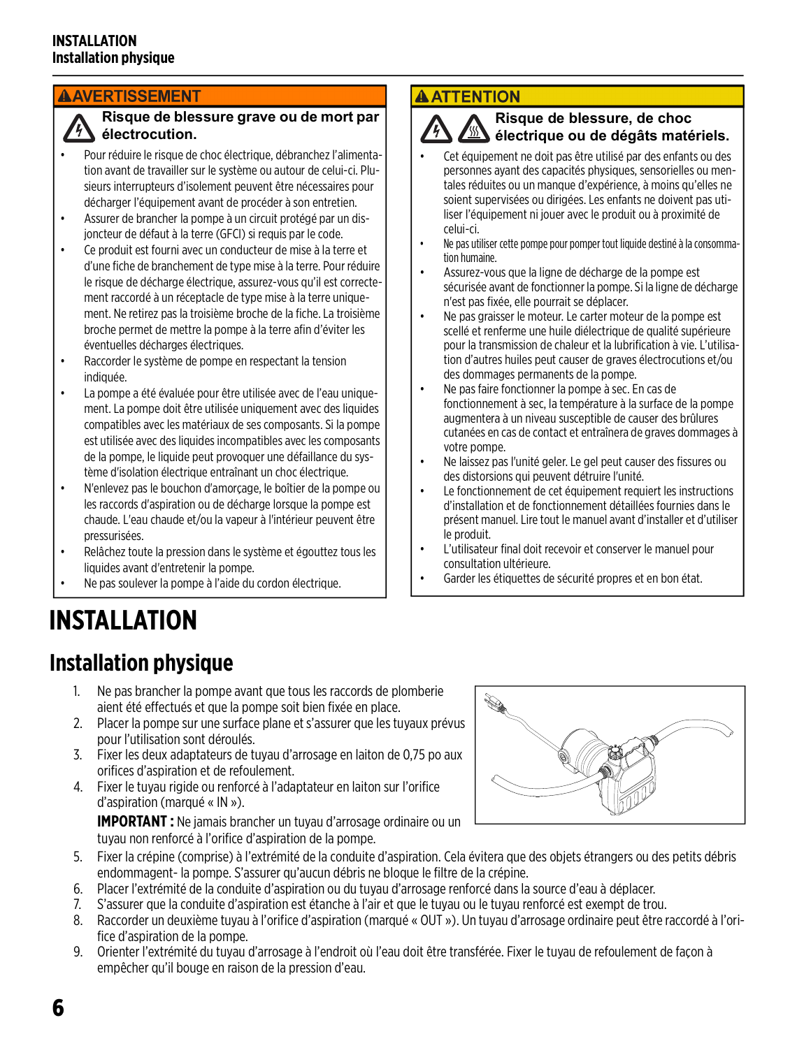**⚠AVERTISSEMENT**

**Risque de blessure grave ou de mort par électrocution.**

- Pour réduire le risque de choc électrique, débranchez l'alimentation avant de travailler sur le système ou autour de celui-ci. Plusieurs interrupteurs d'isolement peuvent être nécessaires pour décharger l'équipement avant de procéder à son entretien.
- Assurer de brancher la pompe à un circuit protégé par un disjoncteur de défaut à la terre (GFCI) si requis par le code.
- Ce produit est fourni avec un conducteur de mise à la terre et d'une fiche de branchement de type mise à la terre. Pour réduire le risque de décharge électrique, assurez-vous qu'il est correctement raccordé à un réceptacle de type mise à la terre uniquement. Ne retirez pas la troisième broche de la fiche. La troisième broche permet de mettre la pompe à la terre afin d'éviter les éventuelles décharges électriques.
- Raccorder le système de pompe en respectant la tension indiquée.
- La pompe a été évaluée pour être utilisée avec de l'eau uniquement. La pompe doit être utilisée uniquement avec des liquides compatibles avec les matériaux de ses composants. Si la pompe est utilisée avec des liquides incompatibles avec les composants de la pompe, le liquide peut provoquer une défaillance du système d'isolation électrique entraînant un choc électrique.
- N'enlevez pas le bouchon d'amorçage, le boîtier de la pompe ou les raccords d'aspiration ou de décharge lorsque la pompe est chaude. L'eau chaude et/ou la vapeur à l'intérieur peuvent être pressurisées.
- Relâchez toute la pression dans le système et égouttez tous les liquides avant d'entretenir la pompe.
- Ne pas soulever la pompe à l'aide du cordon électrique.

**⚠ATTENTION**

**Risque de blessure, de choc électrique ou de dégâts matériels.**

- Cet équipement ne doit pas être utilisé par des enfants ou des personnes ayant des capacités physiques, sensorielles ou mentales réduites ou un manque d'expérience, à moins qu'elles ne soient supervisées ou dirigées. Les enfants ne doivent pas utiliser l'équipement ni jouer avec le produit ou à proximité de celui-ci.
- Ne pas utiliser cette pompe pour pomper tout liquide destiné à la consommation humaine.
- Assurez-vous que la ligne de décharge de la pompe est sécurisée avant de fonctionner la pompe. Si la ligne de décharge n'est pas fixée, elle pourrait se déplacer.
- Ne pas graisser le moteur. Le carter moteur de la pompe est scellé et renferme une huile diélectrique de qualité supérieure pour la transmission de chaleur et la lubrification à vie. L'utilisation d'autres huiles peut causer de graves électrocutions et/ou des dommages permanents de la pompe.
- Ne pas faire fonctionner la pompe à sec. En cas de fonctionnement à sec, la température à la surface de la pompe augmentera à un niveau susceptible de causer des brûlures cutanées en cas de contact et entraînera de graves dommages à votre pompe.
- Ne laissez pas l'unité geler. Le gel peut causer des fissures ou des distorsions qui peuvent détruire l'unité.
- Le fonctionnement de cet équipement requiert les instructions d'installation et de fonctionnement détaillées fournies dans le présent manuel. Lire tout le manuel avant d'installer et d'utiliser le produit.
- L'utilisateur final doit recevoir et conserver le manuel pour consultation ultérieure.
- Garder les étiquettes de sécurité propres et en bon état.

# INSTALLATION

## Installation physique

1. Ne pas brancher la pompe avant que tous les raccords de plomberie aient été effectués et que la pompe soit bien fixée en place.
2. Placer la pompe sur une surface plane et s'assurer que les tuyaux prévus pour l'utilisation sont déroulés.
3. Fixer les deux adaptateurs de tuyau d'arrosage en laiton de 0,75 po aux orifices d'aspiration et de refoulement.
4. Fixer le tuyau rigide ou renforcé à l'adaptateur en laiton sur l'orifice d'aspiration (marqué « IN »).

   **IMPORTANT :** Ne jamais brancher un tuyau d'arrosage ordinaire ou un tuyau non renforcé à l'orifice d'aspiration de la pompe.
5. Fixer la crépine (comprise) à l'extrémité de la conduite d'aspiration. Cela évitera que des objets étrangers ou des petits débris endommagent- la pompe. S'assurer qu'aucun débris ne bloque le filtre de la crépine.
6. Placer l'extrémité de la conduite d'aspiration ou du tuyau d'arrosage renforcé dans la source d'eau à déplacer.
7. S'assurer que la conduite d'aspiration est étanche à l'air et que le tuyau ou le tuyau renforcé est exempt de trou.
8. Raccorder un deuxième tuyau à l'orifice d'aspiration (marqué « OUT »). Un tuyau d'arrosage ordinaire peut être raccordé à l'orifice d'aspiration de la pompe.
9. Orienter l'extrémité du tuyau d'arrosage à l'endroit où l'eau doit être transférée. Fixer le tuyau de refoulement de façon à empêcher qu'il bouge en raison de la pression d'eau.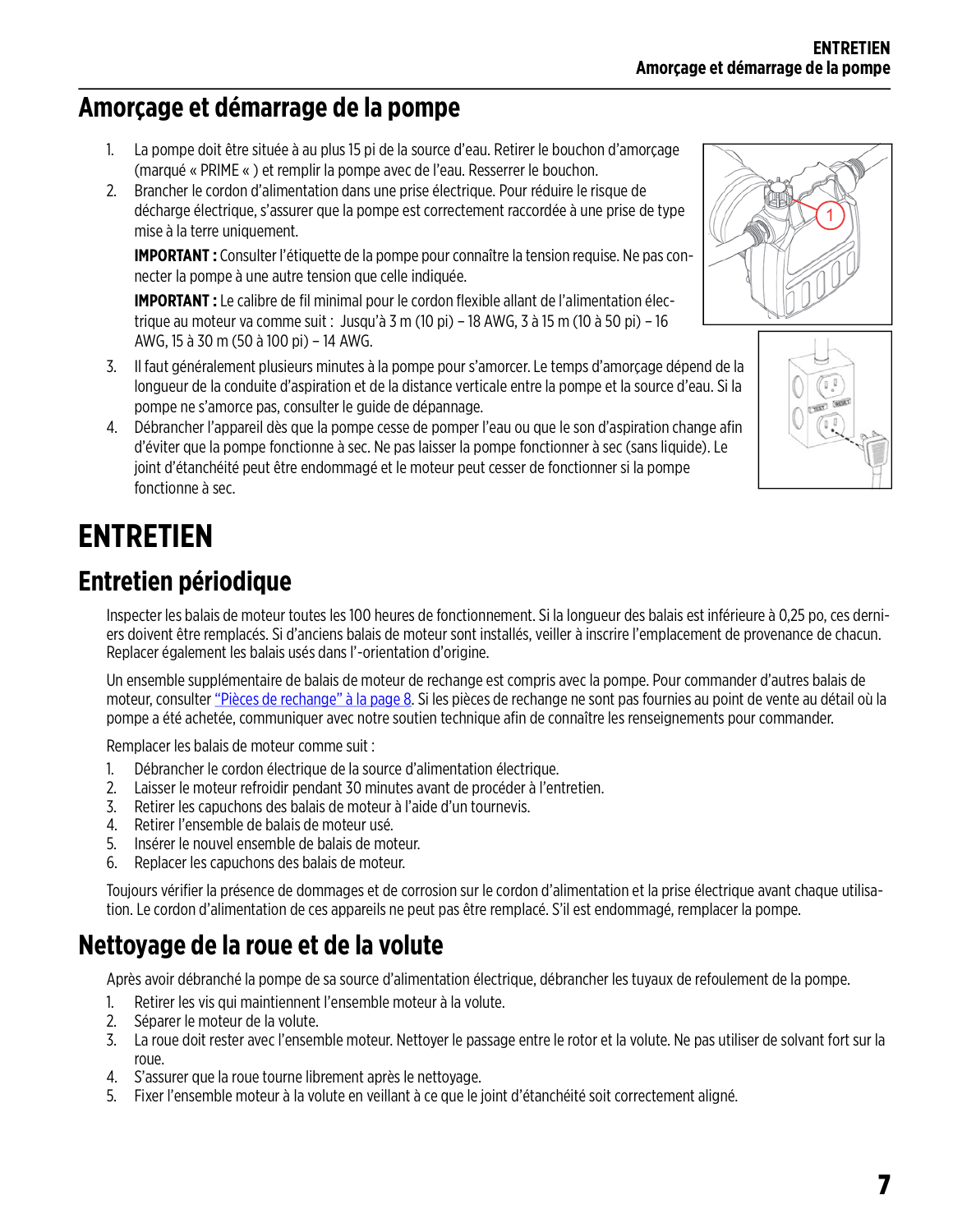## Amorçage et démarrage de la pompe

1. La pompe doit être située à au plus 15 pi de la source d'eau. Retirer le bouchon d'amorçage (marqué « PRIME « ) et remplir la pompe avec de l'eau. Resserrer le bouchon.
2. Brancher le cordon d'alimentation dans une prise électrique. Pour réduire le risque de décharge électrique, s'assurer que la pompe est correctement raccordée à une prise de type mise à la terre uniquement.

   **IMPORTANT :** Consulter l'étiquette de la pompe pour connaître la tension requise. Ne pas connecter la pompe à une autre tension que celle indiquée.

   **IMPORTANT :** Le calibre de fil minimal pour le cordon flexible allant de l'alimentation électrique au moteur va comme suit : Jusqu'à 3 m (10 pi) – 18 AWG, 3 à 15 m (10 à 50 pi) – 16 AWG, 15 à 30 m (50 à 100 pi) – 14 AWG.
3. Il faut généralement plusieurs minutes à la pompe pour s'amorcer. Le temps d'amorçage dépend de la longueur de la conduite d'aspiration et de la distance verticale entre la pompe et la source d'eau. Si la pompe ne s'amorce pas, consulter le guide de dépannage.
4. Débrancher l'appareil dès que la pompe cesse de pomper l'eau ou que le son d'aspiration change afin d'éviter que la pompe fonctionne à sec. Ne pas laisser la pompe fonctionner à sec (sans liquide). Le joint d'étanchéité peut être endommagé et le moteur peut cesser de fonctionner si la pompe fonctionne à sec.

# ENTRETIEN

## Entretien périodique

Inspecter les balais de moteur toutes les 100 heures de fonctionnement. Si la longueur des balais est inférieure à 0,25 po, ces derniers doivent être remplacés. Si d'anciens balais de moteur sont installés, veiller à inscrire l'emplacement de provenance de chacun. Replacer également les balais usés dans l'-orientation d'origine.

Un ensemble supplémentaire de balais de moteur de rechange est compris avec la pompe. Pour commander d'autres balais de moteur, consulter "Pièces de rechange" à la page 8. Si les pièces de rechange ne sont pas fournies au point de vente au détail où la pompe a été achetée, communiquer avec notre soutien technique afin de connaître les renseignements pour commander.

Remplacer les balais de moteur comme suit :

1. Débrancher le cordon électrique de la source d'alimentation électrique.
2. Laisser le moteur refroidir pendant 30 minutes avant de procéder à l'entretien.
3. Retirer les capuchons des balais de moteur à l'aide d'un tournevis.
4. Retirer l'ensemble de balais de moteur usé.
5. Insérer le nouvel ensemble de balais de moteur.
6. Replacer les capuchons des balais de moteur.

Toujours vérifier la présence de dommages et de corrosion sur le cordon d'alimentation et la prise électrique avant chaque utilisation. Le cordon d'alimentation de ces appareils ne peut pas être remplacé. S'il est endommagé, remplacer la pompe.

## Nettoyage de la roue et de la volute

Après avoir débranché la pompe de sa source d'alimentation électrique, débrancher les tuyaux de refoulement de la pompe.

1. Retirer les vis qui maintiennent l'ensemble moteur à la volute.
2. Séparer le moteur de la volute.
3. La roue doit rester avec l'ensemble moteur. Nettoyer le passage entre le rotor et la volute. Ne pas utiliser de solvant fort sur la roue.
4. S'assurer que la roue tourne librement après le nettoyage.
5. Fixer l'ensemble moteur à la volute en veillant à ce que le joint d'étanchéité soit correctement aligné.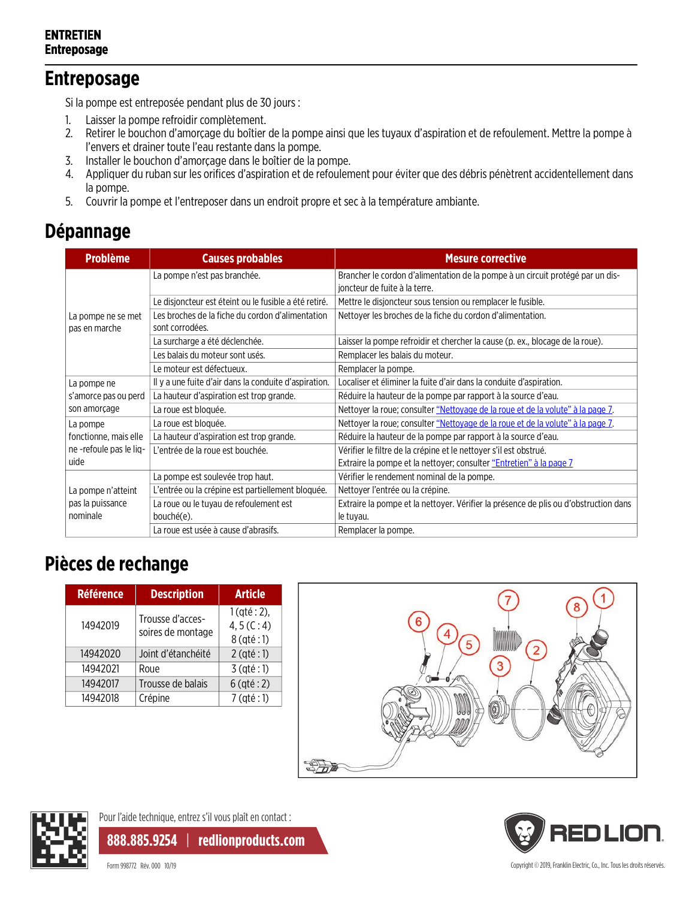# Entreposage

Si la pompe est entreposée pendant plus de 30 jours :

1. Laisser la pompe refroidir complètement.
2. Retirer le bouchon d'amorçage du boîtier de la pompe ainsi que les tuyaux d'aspiration et de refoulement. Mettre la pompe à l'envers et drainer toute l'eau restante dans la pompe.
3. Installer le bouchon d'amorçage dans le boîtier de la pompe.
4. Appliquer du ruban sur les orifices d'aspiration et de refoulement pour éviter que des débris pénètrent accidentellement dans la pompe.
5. Couvrir la pompe et l'entreposer dans un endroit propre et sec à la température ambiante.

# Dépannage

| Problème | Causes probables | Mesure corrective |
|---|---|---|
| La pompe ne se met pas en marche | La pompe n'est pas branchée. | Brancher le cordon d'alimentation de la pompe à un circuit protégé par un disjoncteur de fuite à la terre. |
| | Le disjoncteur est éteint ou le fusible a été retiré. | Mettre le disjoncteur sous tension ou remplacer le fusible. |
| | Les broches de la fiche du cordon d'alimentation sont corrodées. | Nettoyer les broches de la fiche du cordon d'alimentation. |
| | La surcharge a été déclenchée. | Laisser la pompe refroidir et chercher la cause (p. ex., blocage de la roue). |
| | Les balais du moteur sont usés. | Remplacer les balais du moteur. |
| | Le moteur est défectueux. | Remplacer la pompe. |
| La pompe ne s'amorce pas ou perd son amorçage | Il y a une fuite d'air dans la conduite d'aspiration. | Localiser et éliminer la fuite d'air dans la conduite d'aspiration. |
| | La hauteur d'aspiration est trop grande. | Réduire la hauteur de la pompe par rapport à la source d'eau. |
| | La roue est bloquée. | Nettoyer la roue; consulter "Nettoyage de la roue et de la volute" à la page 7. |
| La pompe fonctionne, mais elle ne -refoule pas le liquide | La roue est bloquée. | Nettoyer la roue; consulter "Nettoyage de la roue et de la volute" à la page 7. |
| | La hauteur d'aspiration est trop grande. | Réduire la hauteur de la pompe par rapport à la source d'eau. |
| | L'entrée de la roue est bouchée. | Vérifier le filtre de la crépine et le nettoyer s'il est obstrué. Extraire la pompe et la nettoyer; consulter "Entretien" à la page 7 |
| La pompe n'atteint pas la puissance nominale | La pompe est soulevée trop haut. | Vérifier le rendement nominal de la pompe. |
| | L'entrée ou la crépine est partiellement bloquée. | Nettoyer l'entrée ou la crépine. |
| | La roue ou le tuyau de refoulement est bouché(e). | Extraire la pompe et la nettoyer. Vérifier la présence de plis ou d'obstruction dans le tuyau. |
| | La roue est usée à cause d'abrasifs. | Remplacer la pompe. |

# Pièces de rechange

| Référence | Description | Article |
|---|---|---|
| 14942019 | Trousse d'accessoires de montage | 1 (qté : 2), 4, 5 (C : 4) 8 (qté : 1) |
| 14942020 | Joint d'étanchéité | 2 (qté : 1) |
| 14942021 | Roue | 3 (qté : 1) |
| 14942017 | Trousse de balais | 6 (qté : 2) |
| 14942018 | Crépine | 7 (qté : 1) |

Pour l'aide technique, entrez s'il vous plaît en contact :

**888.885.9254 | redlionproducts.com**

Form 998772 Rév. 000 10/19

Copyright © 2019, Franklin Electric, Co., Inc. Tous les droits réservés.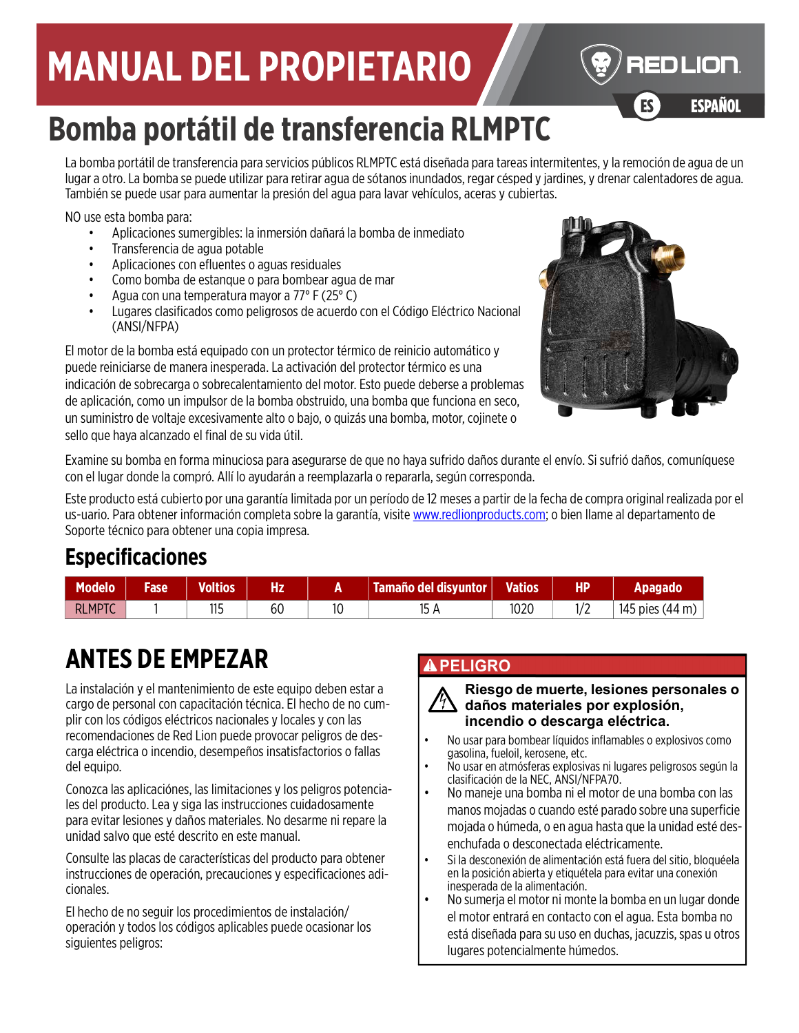# MANUAL DEL PROPIETARIO

RED LION

ES ESPAÑOL

# Bomba portátil de transferencia RLMPTC

La bomba portátil de transferencia para servicios públicos RLMPTC está diseñada para tareas intermitentes, y la remoción de agua de un lugar a otro. La bomba se puede utilizar para retirar agua de sótanos inundados, regar césped y jardines, y drenar calentadores de agua. También se puede usar para aumentar la presión del agua para lavar vehículos, aceras y cubiertas.

NO use esta bomba para:

- Aplicaciones sumergibles: la inmersión dañará la bomba de inmediato
- Transferencia de agua potable
- Aplicaciones con efluentes o aguas residuales
- Como bomba de estanque o para bombear agua de mar
- Agua con una temperatura mayor a 77° F (25° C)
- Lugares clasificados como peligrosos de acuerdo con el Código Eléctrico Nacional (ANSI/NFPA)

El motor de la bomba está equipado con un protector térmico de reinicio automático y puede reiniciarse de manera inesperada. La activación del protector térmico es una indicación de sobrecarga o sobrecalentamiento del motor. Esto puede deberse a problemas de aplicación, como un impulsor de la bomba obstruido, una bomba que funciona en seco, un suministro de voltaje excesivamente alto o bajo, o quizás una bomba, motor, cojinete o sello que haya alcanzado el final de su vida útil.

Examine su bomba en forma minuciosa para asegurarse de que no haya sufrido daños durante el envío. Si sufrió daños, comuníquese con el lugar donde la compró. Allí lo ayudarán a reemplazarla o repararla, según corresponda.

Este producto está cubierto por una garantía limitada por un período de 12 meses a partir de la fecha de compra original realizada por el us-uario. Para obtener información completa sobre la garantía, visite www.redlionproducts.com; o bien llame al departamento de Soporte técnico para obtener una copia impresa.

## Especificaciones

| Modelo | Fase | Voltios | Hz | A | Tamaño del disyuntor | Vatios | HP | Apagado |
|---|---|---|---|---|---|---|---|---|
| RLMPTC | 1 | 115 | 60 | 10 | 15 A | 1020 | 1/2 | 145 pies (44 m) |

## ANTES DE EMPEZAR

La instalación y el mantenimiento de este equipo deben estar a cargo de personal con capacitación técnica. El hecho de no cumplir con los códigos eléctricos nacionales y locales y con las recomendaciones de Red Lion puede provocar peligros de descarga eléctrica o incendio, desempeños insatisfactorios o fallas del equipo.

Conozca las aplicaciónes, las limitaciones y los peligros potenciales del producto. Lea y siga las instrucciones cuidadosamente para evitar lesiones y daños materiales. No desarme ni repare la unidad salvo que esté descrito en este manual.

Consulte las placas de características del producto para obtener instrucciones de operación, precauciones y especificaciones adicionales.

El hecho de no seguir los procedimientos de instalación/operación y todos los códigos aplicables puede ocasionar los siguientes peligros:

**⚠ PELIGRO**

**Riesgo de muerte, lesiones personales o daños materiales por explosión, incendio o descarga eléctrica.**

- No usar para bombear líquidos inflamables o explosivos como gasolina, fueloil, kerosene, etc.
- No usar en atmósferas explosivas ni lugares peligrosos según la clasificación de la NEC, ANSI/NFPA70.
- No maneje una bomba ni el motor de una bomba con las manos mojadas o cuando esté parado sobre una superficie mojada o húmeda, o en agua hasta que la unidad esté desenchufada o desconectada eléctricamente.
- Si la desconexión de alimentación está fuera del sitio, bloquéela en la posición abierta y etiquétela para evitar una conexión inesperada de la alimentación.
- No sumerja el motor ni monte la bomba en un lugar donde el motor entrará en contacto con el agua. Esta bomba no está diseñada para su uso en duchas, jacuzzis, spas u otros lugares potencialmente húmedos.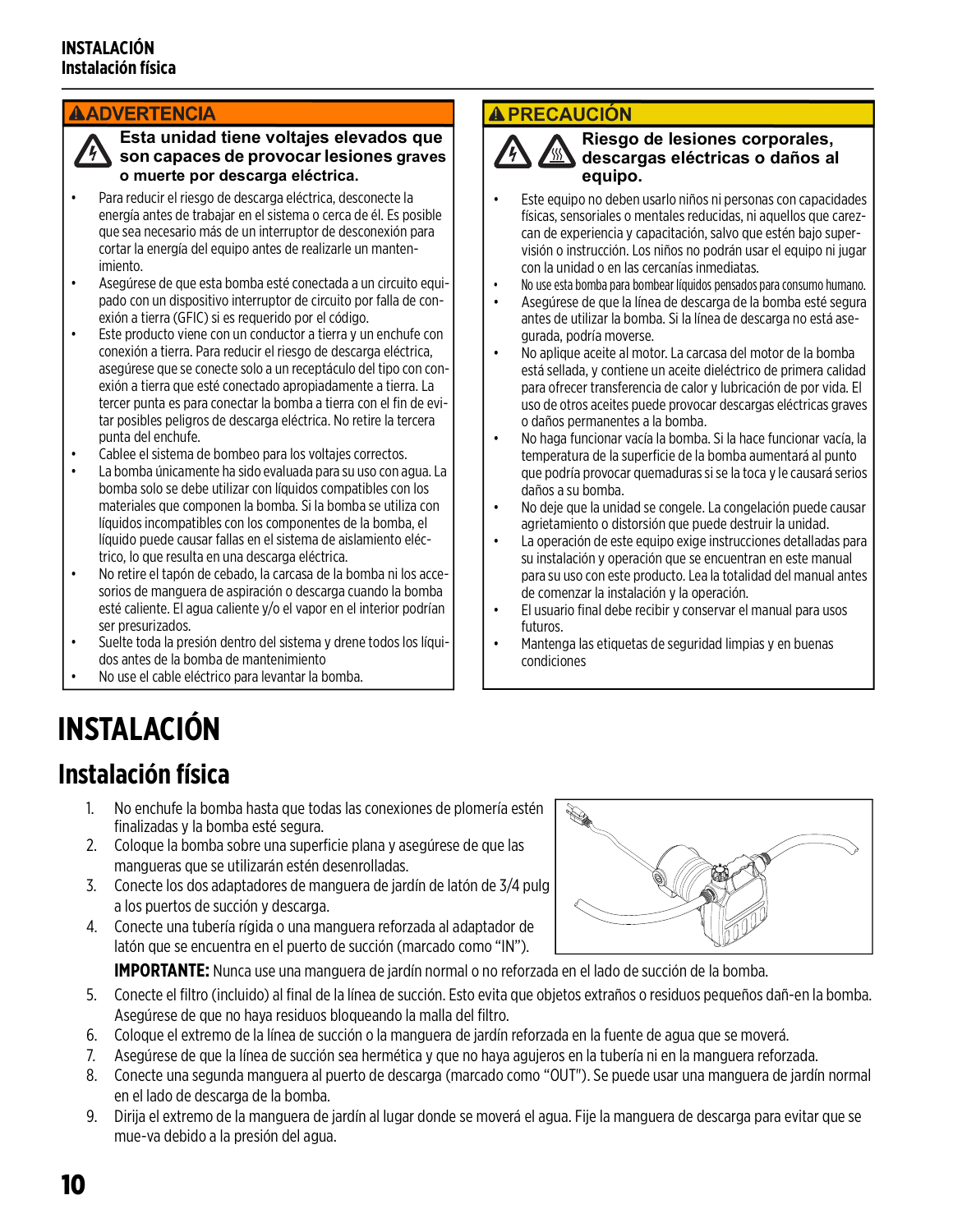**⚠ADVERTENCIA**

**Esta unidad tiene voltajes elevados que son capaces de provocar lesiones graves o muerte por descarga eléctrica.**

- Para reducir el riesgo de descarga eléctrica, desconecte la energía antes de trabajar en el sistema o cerca de él. Es posible que sea necesario más de un interruptor de desconexión para cortar la energía del equipo antes de realizarle un mantenimiento.
- Asegúrese de que esta bomba esté conectada a un circuito equipado con un dispositivo interruptor de circuito por falla de conexión a tierra (GFIC) si es requerido por el código.
- Este producto viene con un conductor a tierra y un enchufe con conexión a tierra. Para reducir el riesgo de descarga eléctrica, asegúrese que se conecte solo a un receptáculo del tipo con conexión a tierra que esté conectado apropiadamente a tierra. La tercer punta es para conectar la bomba a tierra con el fin de evitar posibles peligros de descarga eléctrica. No retire la tercera punta del enchufe.
- Cablee el sistema de bombeo para los voltajes correctos.
- La bomba únicamente ha sido evaluada para su uso con agua. La bomba solo se debe utilizar con líquidos compatibles con los materiales que componen la bomba. Si la bomba se utiliza con líquidos incompatibles con los componentes de la bomba, el líquido puede causar fallas en el sistema de aislamiento eléctrico, lo que resulta en una descarga eléctrica.
- No retire el tapón de cebado, la carcasa de la bomba ni los accesorios de manguera de aspiración o descarga cuando la bomba esté caliente. El agua caliente y/o el vapor en el interior podrían ser presurizados.
- Suelte toda la presión dentro del sistema y drene todos los líquidos antes de la bomba de mantenimiento
- No use el cable eléctrico para levantar la bomba.

**⚠PRECAUCIÓN**

**Riesgo de lesiones corporales, descargas eléctricas o daños al equipo.**

- Este equipo no deben usarlo niños ni personas con capacidades físicas, sensoriales o mentales reducidas, ni aquellos que carezcan de experiencia y capacitación, salvo que estén bajo supervisión o instrucción. Los niños no podrán usar el equipo ni jugar con la unidad o en las cercanías inmediatas.
- No use esta bomba para bombear líquidos pensados para consumo humano.
- Asegúrese de que la línea de descarga de la bomba esté segura antes de utilizar la bomba. Si la línea de descarga no está asegurada, podría moverse.
- No aplique aceite al motor. La carcasa del motor de la bomba está sellada, y contiene un aceite dieléctrico de primera calidad para ofrecer transferencia de calor y lubricación de por vida. El uso de otros aceites puede provocar descargas eléctricas graves o daños permanentes a la bomba.
- No haga funcionar vacía la bomba. Si la hace funcionar vacía, la temperatura de la superficie de la bomba aumentará al punto que podría provocar quemaduras si se la toca y le causará serios daños a su bomba.
- No deje que la unidad se congele. La congelación puede causar agrietamiento o distorsión que puede destruir la unidad.
- La operación de este equipo exige instrucciones detalladas para su instalación y operación que se encuentran en este manual para su uso con este producto. Lea la totalidad del manual antes de comenzar la instalación y la operación.
- El usuario final debe recibir y conservar el manual para usos futuros.
- Mantenga las etiquetas de seguridad limpias y en buenas condiciones

# INSTALACIÓN

## Instalación física

1. No enchufe la bomba hasta que todas las conexiones de plomería estén finalizadas y la bomba esté segura.
2. Coloque la bomba sobre una superficie plana y asegúrese de que las mangueras que se utilizarán estén desenrolladas.
3. Conecte los dos adaptadores de manguera de jardín de latón de 3/4 pulg a los puertos de succión y descarga.
4. Conecte una tubería rígida o una manguera reforzada al adaptador de latón que se encuentra en el puerto de succión (marcado "IN").

   **IMPORTANTE:** Nunca use una manguera de jardín normal o no reforzada en el lado de succión de la bomba.
5. Conecte el filtro (incluido) al final de la línea de succión. Esto evita que objetos extraños o residuos pequeños dañ-en la bomba. Asegúrese de que no haya residuos bloqueando la malla del filtro.
6. Coloque el extremo de la línea de succión o la manguera de jardín reforzada en la fuente de agua que se moverá.
7. Asegúrese de que la línea de succión sea hermética y que no haya agujeros en la tubería ni en la manguera reforzada.
8. Conecte una segunda manguera al puerto de descarga (marcado como "OUT"). Se puede usar una manguera de jardín normal en el lado de descarga de la bomba.
9. Dirija el extremo de la manguera de jardín al lugar donde se moverá el agua. Fije la manguera de descarga para evitar que se mue-va debido a la presión del agua.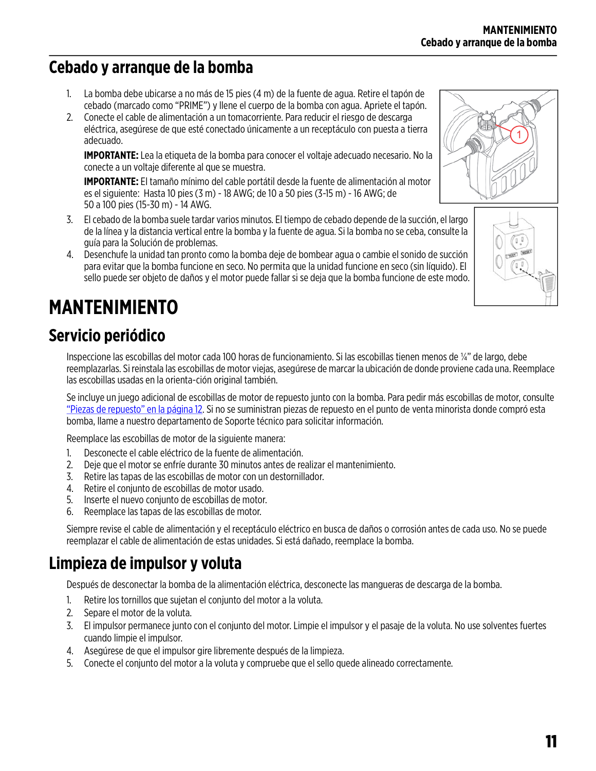## Cebado y arranque de la bomba

1. La bomba debe ubicarse a no más de 15 pies (4 m) de la fuente de agua. Retire el tapón de cebado (marcado como "PRIME") y llene el cuerpo de la bomba con agua. Apriete el tapón.
2. Conecte el cable de alimentación a un tomacorriente. Para reducir el riesgo de descarga eléctrica, asegúrese de que esté conectado únicamente a un receptáculo con puesta a tierra adecuado.

   **IMPORTANTE:** Lea la etiqueta de la bomba para conocer el voltaje adecuado necesario. No la conecte a un voltaje diferente al que se muestra.

   **IMPORTANTE:** El tamaño mínimo del cable portátil desde la fuente de alimentación al motor es el siguiente: Hasta 10 pies (3 m) - 18 AWG; de 10 a 50 pies (3-15 m) - 16 AWG; de 50 a 100 pies (15-30 m) - 14 AWG.
3. El cebado de la bomba suele tardar varios minutos. El tiempo de cebado depende de la succión, el largo de la línea y la distancia vertical entre la bomba y la fuente de agua. Si la bomba no se ceba, consulte la guía para la Solución de problemas.
4. Desenchufe la unidad tan pronto como la bomba deje de bombear agua o cambie el sonido de succión para evitar que la bomba funcione en seco. No permita que la unidad funcione en seco (sin líquido). El sello puede ser objeto de daños y el motor puede fallar si se deja que la bomba funcione de este modo.

# MANTENIMIENTO

## Servicio periódico

Inspeccione las escobillas del motor cada 100 horas de funcionamiento. Si las escobillas tienen menos de ¼" de largo, debe reemplazarlas. Si reinstala las escobillas de motor viejas, asegúrese de marcar la ubicación de donde proviene cada una. Reemplace las escobillas usadas en la orienta-ción original también.

Se incluye un juego adicional de escobillas de motor de repuesto junto con la bomba. Para pedir más escobillas de motor, consulte "Piezas de repuesto" en la página 12. Si no se suministran piezas de repuesto en el punto de venta minorista donde compró esta bomba, llame a nuestro departamento de Soporte técnico para solicitar información.

Reemplace las escobillas de motor de la siguiente manera:

1. Desconecte el cable eléctrico de la fuente de alimentación.
2. Deje que el motor se enfríe durante 30 minutos antes de realizar el mantenimiento.
3. Retire las tapas de las escobillas de motor con un destornillador.
4. Retire el conjunto de escobillas de motor usado.
5. Inserte el nuevo conjunto de escobillas de motor.
6. Reemplace las tapas de las escobillas de motor.

Siempre revise el cable de alimentación y el receptáculo eléctrico en busca de daños o corrosión antes de cada uso. No se puede reemplazar el cable de alimentación de estas unidades. Si está dañado, reemplace la bomba.

## Limpieza de impulsor y voluta

Después de desconectar la bomba de la alimentación eléctrica, desconecte las mangueras de descarga de la bomba.

1. Retire los tornillos que sujetan el conjunto del motor a la voluta.
2. Separe el motor de la voluta.
3. El impulsor permanece junto con el conjunto del motor. Limpie el impulsor y el pasaje de la voluta. No use solventes fuertes cuando limpie el impulsor.
4. Asegúrese de que el impulsor gire libremente después de la limpieza.
5. Conecte el conjunto del motor a la voluta y compruebe que el sello quede alineado correctamente.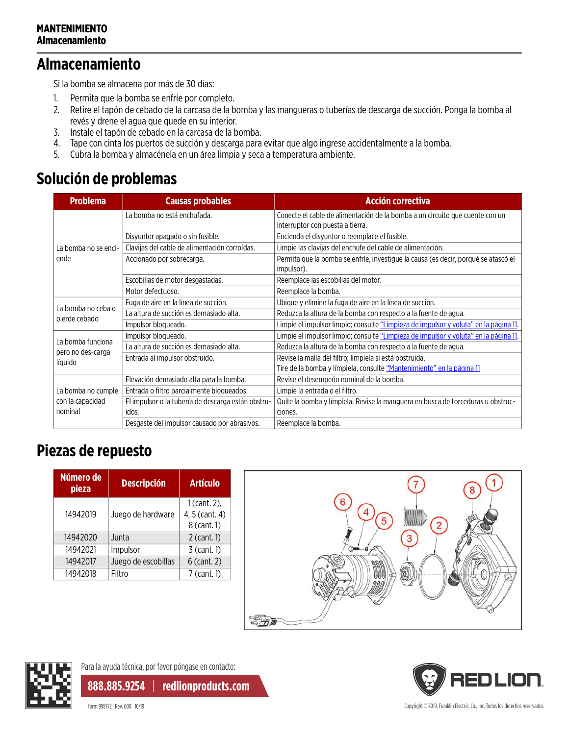# Almacenamiento

Si la bomba se almacena por más de 30 días:

1. Permita que la bomba se enfríe por completo.
2. Retire el tapón de cebado de la carcasa de la bomba y las mangueras o tuberías de descarga de succión. Ponga la bomba al revés y drene el agua que quede en su interior.
3. Instale el tapón de cebado en la carcasa de la bomba.
4. Tape con cinta los puertos de succión y descarga para evitar que algo ingrese accidentalmente a la bomba.
5. Cubra la bomba y almacénela en un área limpia y seca a temperatura ambiente.

# Solución de problemas

| Problema | Causas probables | Acción correctiva |
|---|---|---|
| La bomba no se enciende | La bomba no está enchufada. | Conecte el cable de alimentación de la bomba a un circuito que cuente con un interruptor con puesta a tierra. |
| | Disyuntor apagado o sin fusible. | Encienda el disyuntor o reemplace el fusible. |
| | Clavijas del cable de alimentación corroídas. | Limpie las clavijas del enchufe del cable de alimentación. |
| | Accionado por sobrecarga. | Permita que la bomba se enfríe, investigue la causa (es decir, porqué se atascó el impulsor). |
| | Escobillas de motor desgastadas. | Reemplace las escobillas del motor. |
| | Motor defectuoso. | Reemplace la bomba. |
| La bomba no ceba o pierde cebado | Fuga de aire en la línea de succión. | Ubique y elimine la fuga de aire en la línea de succión. |
| | La altura de succión es demasiado alta. | Reduzca la altura de la bomba con respecto a la fuente de agua. |
| | Impulsor bloqueado. | Limpie el impulsor limpio; consulte "Limpieza de impulsor y voluta" en la página 11. |
| La bomba funciona pero no des-carga líquido | Impulsor bloqueado. | Limpie el impulsor limpio; consulte "Limpieza de impulsor y voluta" en la página 11. |
| | La altura de succión es demasiado alta. | Reduzca la altura de la bomba con respecto a la fuente de agua. |
| | Entrada al impulsor obstruido. | Revise la malla del filtro; límpiela si está obstruida. Tire de la bomba y límpiela, consulte "Mantenimiento" en la página 11 |
| La bomba no cumple con la capacidad nominal | Elevación demasiado alta para la bomba. | Revise el desempeño nominal de la bomba. |
| | Entrada o filtro parcialmente bloqueados. | Limpie la entrada o el filtro. |
| | El impulsor o la tubería de descarga están obstruidos. | Quite la bomba y límpiela. Revise la manguera en busca de torceduras u obstrucciones. |
| | Desgaste del impulsor causado por abrasivos. | Reemplace la bomba. |

# Piezas de repuesto

| Número de pieza | Descripción | Artículo |
|---|---|---|
| 14942019 | Juego de hardware | 1 (cant. 2), 4, 5 (cant. 4) 8 (cant. 1) |
| 14942020 | Junta | 2 (cant. 1) |
| 14942021 | Impulsor | 3 (cant. 1) |
| 14942017 | Juego de escobillas | 6 (cant. 2) |
| 14942018 | Filtro | 7 (cant. 1) |

7
8
1
6
4
5
2
3

Para la ayuda técnica, por favor póngase en contacto:

**888.885.9254 | redlionproducts.com**

Form 998772 Rev. 000 10/19

RED LION

Copyright © 2019, Franklin Electric, Co., Inc. Todos los derechos reservados.